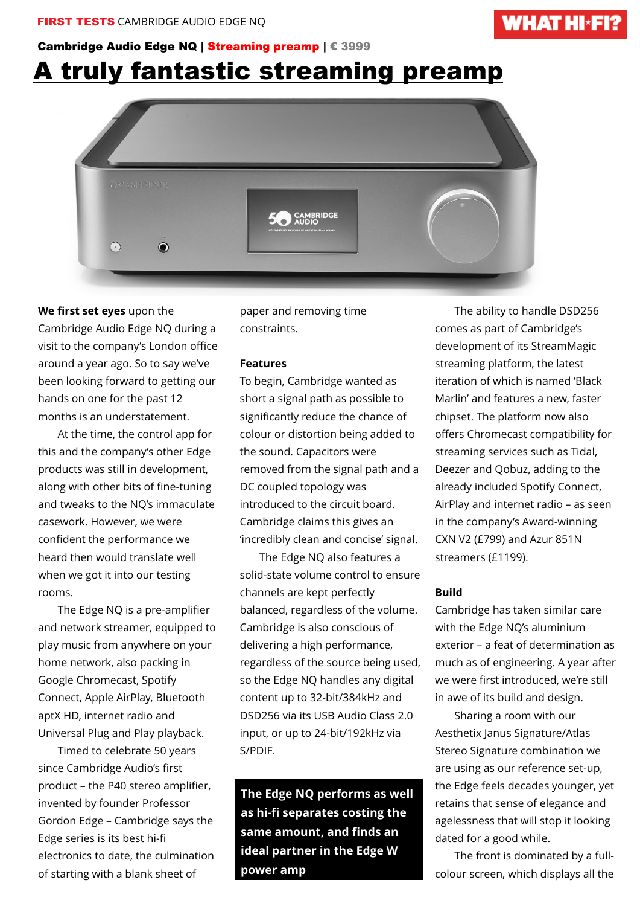**FIRST TESTS** CAMBRIDGE AUDIO EDGE NQ

**Cambridge Audio Edge NQ | Streaming preamp | € 3999**

# A truly fantastic streaming preamp

**We first set eyes** upon the Cambridge Audio Edge NQ during a visit to the company's London office around a year ago. So to say we've been looking forward to getting our hands on one for the past 12 months is an understatement.

At the time, the control app for this and the company's other Edge products was still in development, along with other bits of fine-tuning and tweaks to the NQ's immaculate casework. However, we were confident the performance we heard then would translate well when we got it into our testing rooms.

The Edge NQ is a pre-amplifier and network streamer, equipped to play music from anywhere on your home network, also packing in Google Chromecast, Spotify Connect, Apple AirPlay, Bluetooth aptX HD, internet radio and Universal Plug and Play playback.

Timed to celebrate 50 years since Cambridge Audio's first product – the P40 stereo amplifier, invented by founder Professor Gordon Edge – Cambridge says the Edge series is its best hi-fi electronics to date, the culmination of starting with a blank sheet of paper and removing time constraints.

## Features

To begin, Cambridge wanted as short a signal path as possible to significantly reduce the chance of colour or distortion being added to the sound. Capacitors were removed from the signal path and a DC coupled topology was introduced to the circuit board. Cambridge claims this gives an 'incredibly clean and concise' signal.

The Edge NQ also features a solid-state volume control to ensure channels are kept perfectly balanced, regardless of the volume. Cambridge is also conscious of delivering a high performance, regardless of the source being used, so the Edge NQ handles any digital content up to 32-bit/384kHz and DSD256 via its USB Audio Class 2.0 input, or up to 24-bit/192kHz via S/PDIF.

**The Edge NQ performs as well as hi-fi separates costing the same amount, and finds an ideal partner in the Edge W power amp**

The ability to handle DSD256 comes as part of Cambridge's development of its StreamMagic streaming platform, the latest iteration of which is named 'Black Marlin' and features a new, faster chipset. The platform now also offers Chromecast compatibility for streaming services such as Tidal, Deezer and Qobuz, adding to the already included Spotify Connect, AirPlay and internet radio – as seen in the company's Award-winning CXN V2 (£799) and Azur 851N streamers (£1199).

## Build

Cambridge has taken similar care with the Edge NQ's aluminium exterior – a feat of determination as much as of engineering. A year after we were first introduced, we're still in awe of its build and design.

Sharing a room with our Aesthetix Janus Signature/Atlas Stereo Signature combination we are using as our reference set-up, the Edge feels decades younger, yet retains that sense of elegance and agelessness that will stop it looking dated for a good while.

The front is dominated by a full-colour screen, which displays all the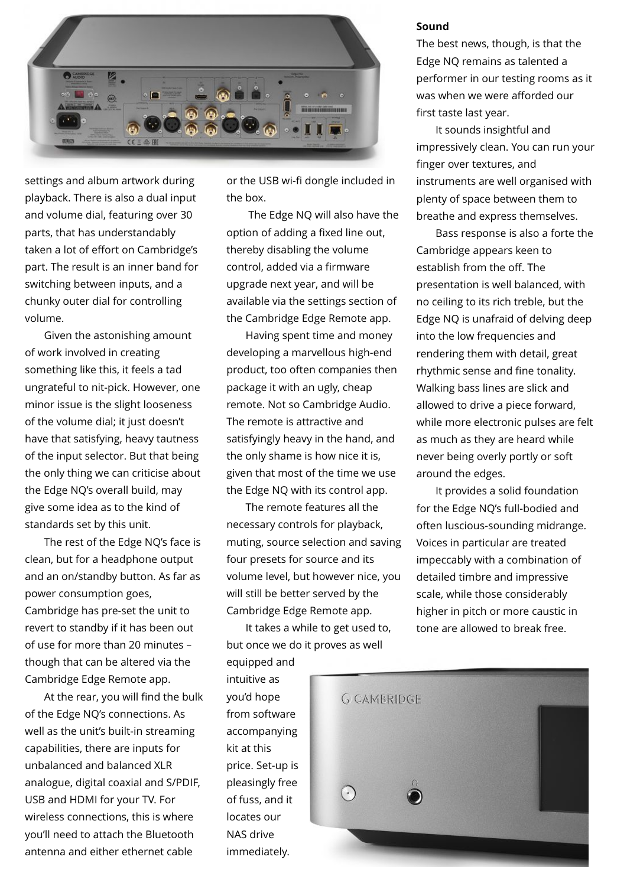settings and album artwork during playback. There is also a dual input and volume dial, featuring over 30 parts, that has understandably taken a lot of effort on Cambridge's part. The result is an inner band for switching between inputs, and a chunky outer dial for controlling volume.

Given the astonishing amount of work involved in creating something like this, it feels a tad ungrateful to nit-pick. However, one minor issue is the slight looseness of the volume dial; it just doesn't have that satisfying, heavy tautness of the input selector. But that being the only thing we can criticise about the Edge NQ's overall build, may give some idea as to the kind of standards set by this unit.

The rest of the Edge NQ's face is clean, but for a headphone output and an on/standby button. As far as power consumption goes, Cambridge has pre-set the unit to revert to standby if it has been out of use for more than 20 minutes – though that can be altered via the Cambridge Edge Remote app.

At the rear, you will find the bulk of the Edge NQ's connections. As well as the unit's built-in streaming capabilities, there are inputs for unbalanced and balanced XLR analogue, digital coaxial and S/PDIF, USB and HDMI for your TV. For wireless connections, this is where you'll need to attach the Bluetooth antenna and either ethernet cable or the USB wi-fi dongle included in the box.

The Edge NQ will also have the option of adding a fixed line out, thereby disabling the volume control, added via a firmware upgrade next year, and will be available via the settings section of the Cambridge Edge Remote app.

Having spent time and money developing a marvellous high-end product, too often companies then package it with an ugly, cheap remote. Not so Cambridge Audio. The remote is attractive and satisfyingly heavy in the hand, and the only shame is how nice it is, given that most of the time we use the Edge NQ with its control app.

The remote features all the necessary controls for playback, muting, source selection and saving four presets for source and its volume level, but however nice, you will still be better served by the Cambridge Edge Remote app.

It takes a while to get used to, but once we do it proves as well equipped and intuitive as you'd hope from software accompanying kit at this price. Set-up is pleasingly free of fuss, and it locates our NAS drive immediately.

**Sound**

The best news, though, is that the Edge NQ remains as talented a performer in our testing rooms as it was when we were afforded our first taste last year.

It sounds insightful and impressively clean. You can run your finger over textures, and instruments are well organised with plenty of space between them to breathe and express themselves.

Bass response is also a forte the Cambridge appears keen to establish from the off. The presentation is well balanced, with no ceiling to its rich treble, but the Edge NQ is unafraid of delving deep into the low frequencies and rendering them with detail, great rhythmic sense and fine tonality. Walking bass lines are slick and allowed to drive a piece forward, while more electronic pulses are felt as much as they are heard while never being overly portly or soft around the edges.

It provides a solid foundation for the Edge NQ's full-bodied and often luscious-sounding midrange. Voices in particular are treated impeccably with a combination of detailed timbre and impressive scale, while those considerably higher in pitch or more caustic in tone are allowed to break free.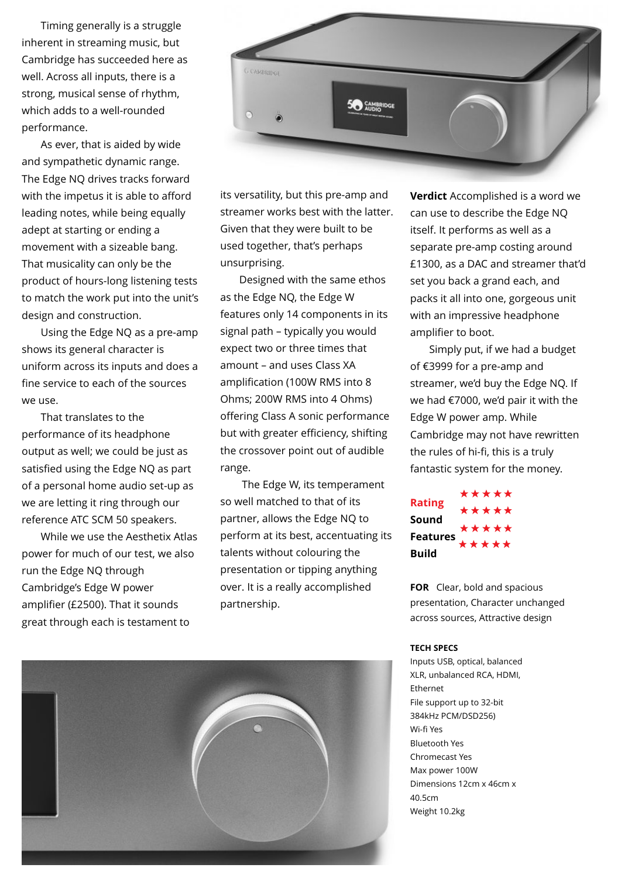Timing generally is a struggle inherent in streaming music, but Cambridge has succeeded here as well. Across all inputs, there is a strong, musical sense of rhythm, which adds to a well-rounded performance.

As ever, that is aided by wide and sympathetic dynamic range. The Edge NQ drives tracks forward with the impetus it is able to afford leading notes, while being equally adept at starting or ending a movement with a sizeable bang. That musicality can only be the product of hours-long listening tests to match the work put into the unit's design and construction.

Using the Edge NQ as a pre-amp shows its general character is uniform across its inputs and does a fine service to each of the sources we use.

That translates to the performance of its headphone output as well; we could be just as satisfied using the Edge NQ as part of a personal home audio set-up as we are letting it ring through our reference ATC SCM 50 speakers.

While we use the Aesthetix Atlas power for much of our test, we also run the Edge NQ through Cambridge's Edge W power amplifier (£2500). That it sounds great through each is testament to its versatility, but this pre-amp and streamer works best with the latter. Given that they were built to be used together, that's perhaps unsurprising.

Designed with the same ethos as the Edge NQ, the Edge W features only 14 components in its signal path – typically you would expect two or three times that amount – and uses Class XA amplification (100W RMS into 8 Ohms; 200W RMS into 4 Ohms) offering Class A sonic performance but with greater efficiency, shifting the crossover point out of audible range.

The Edge W, its temperament so well matched to that of its partner, allows the Edge NQ to perform at its best, accentuating its talents without colouring the presentation or tipping anything over. It is a really accomplished partnership.

**Verdict** Accomplished is a word we can use to describe the Edge NQ itself. It performs as well as a separate pre-amp costing around £1300, as a DAC and streamer that'd set you back a grand each, and packs it all into one, gorgeous unit with an impressive headphone amplifier to boot.

Simply put, if we had a budget of €3999 for a pre-amp and streamer, we'd buy the Edge NQ. If we had €7000, we'd pair it with the Edge W power amp. While Cambridge may not have rewritten the rules of hi-fi, this is a truly fantastic system for the money.

**Rating** ★★★★★
**Sound** ★★★★★
**Features** ★★★★★
**Build** ★★★★★

**FOR** Clear, bold and spacious presentation, Character unchanged across sources, Attractive design

**TECH SPECS**
Inputs USB, optical, balanced XLR, unbalanced RCA, HDMI, Ethernet
File support up to 32-bit 384kHz PCM/DSD256)
Wi-fi Yes
Bluetooth Yes
Chromecast Yes
Max power 100W
Dimensions 12cm x 46cm x 40.5cm
Weight 10.2kg